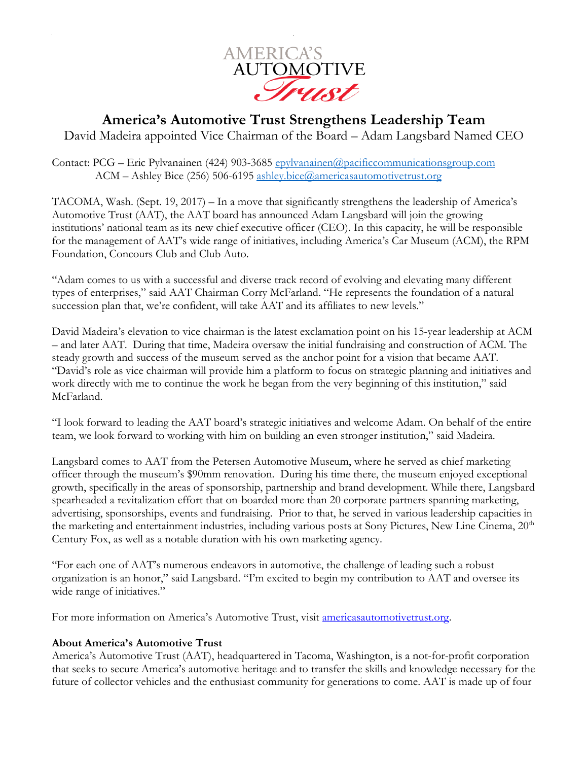AMERICA'S AUTOMOTIVE Trust

# America's Automotive Trust Strengthens Leadership Team

David Madeira appointed Vice Chairman of the Board – Adam Langsbard Named CEO

Contact: PCG – Eric Pylvanainen (424) 903-3685 epylvanainen@pacificcommunicationsgroup.com
ACM – Ashley Bice (256) 506-6195 ashley.bice@americasautomotivetrust.org

TACOMA, Wash. (Sept. 19, 2017) – In a move that significantly strengthens the leadership of America's Automotive Trust (AAT), the AAT board has announced Adam Langsbard will join the growing institutions' national team as its new chief executive officer (CEO). In this capacity, he will be responsible for the management of AAT's wide range of initiatives, including America's Car Museum (ACM), the RPM Foundation, Concours Club and Club Auto.

"Adam comes to us with a successful and diverse track record of evolving and elevating many different types of enterprises," said AAT Chairman Corry McFarland. "He represents the foundation of a natural succession plan that, we're confident, will take AAT and its affiliates to new levels."

David Madeira's elevation to vice chairman is the latest exclamation point on his 15-year leadership at ACM – and later AAT. During that time, Madeira oversaw the initial fundraising and construction of ACM. The steady growth and success of the museum served as the anchor point for a vision that became AAT. "David's role as vice chairman will provide him a platform to focus on strategic planning and initiatives and work directly with me to continue the work he began from the very beginning of this institution," said McFarland.

"I look forward to leading the AAT board's strategic initiatives and welcome Adam. On behalf of the entire team, we look forward to working with him on building an even stronger institution," said Madeira.

Langsbard comes to AAT from the Petersen Automotive Museum, where he served as chief marketing officer through the museum's $90mm renovation. During his time there, the museum enjoyed exceptional growth, specifically in the areas of sponsorship, partnership and brand development. While there, Langsbard spearheaded a revitalization effort that on-boarded more than 20 corporate partners spanning marketing, advertising, sponsorships, events and fundraising. Prior to that, he served in various leadership capacities in the marketing and entertainment industries, including various posts at Sony Pictures, New Line Cinema, 20th Century Fox, as well as a notable duration with his own marketing agency.

"For each one of AAT's numerous endeavors in automotive, the challenge of leading such a robust organization is an honor," said Langsbard. "I'm excited to begin my contribution to AAT and oversee its wide range of initiatives."

For more information on America's Automotive Trust, visit americasautomotivetrust.org.

**About America's Automotive Trust**
America's Automotive Trust (AAT), headquartered in Tacoma, Washington, is a not-for-profit corporation that seeks to secure America's automotive heritage and to transfer the skills and knowledge necessary for the future of collector vehicles and the enthusiast community for generations to come. AAT is made up of four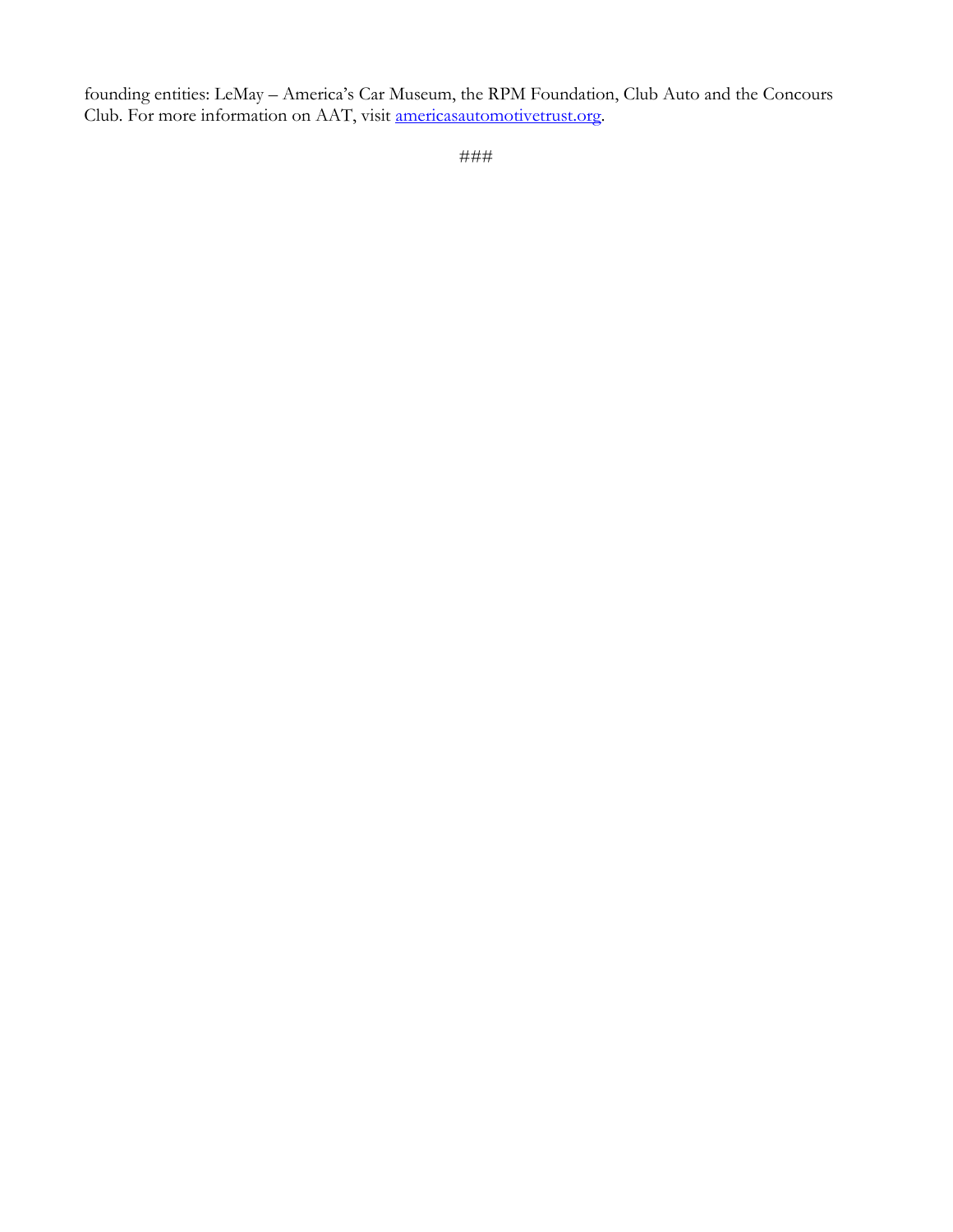founding entities: LeMay – America's Car Museum, the RPM Foundation, Club Auto and the Concours Club. For more information on AAT, visit [americasautomotivetrust.org](americasautomotivetrust.org).

###